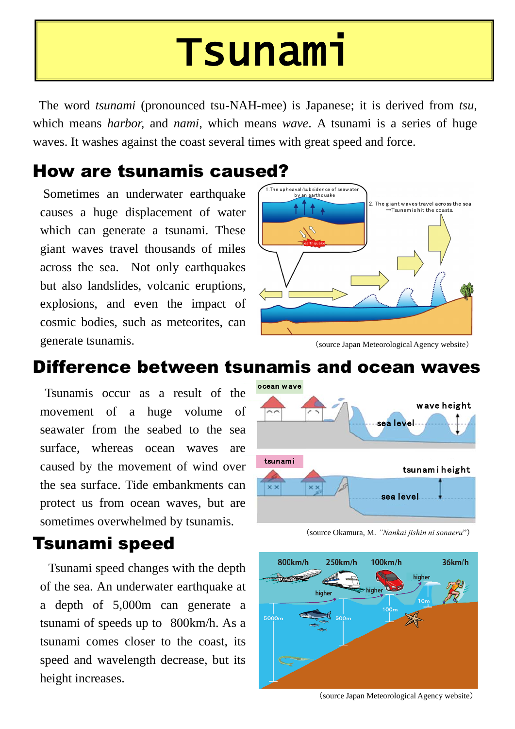# Tsunami

The word *tsunami* (pronounced tsu-NAH-mee) is Japanese; it is derived from *tsu*, which means *harbor,* and *nami*, which means *wave*. A tsunami is a series of huge waves. It washes against the coast several times with great speed and force.

## How are tsunamis caused?

Sometimes an underwater earthquake causes a huge displacement of water which can generate a tsunami. These giant waves travel thousands of miles across the sea. Not only earthquakes but also landslides, volcanic eruptions, explosions, and even the impact of cosmic bodies, such as meteorites, can generate tsunamis.

1.The upheaval/subsidence of seawater by an earthquake

2. The giant waves travel across the sea →Tsunami is hit the coasts.

（source Japan Meteorological Agency website）

## Difference between tsunamis and ocean waves

Tsunamis occur as a result of the movement of a huge volume of seawater from the seabed to the sea surface, whereas ocean waves are caused by the movement of wind over the sea surface. Tide embankments can protect us from ocean waves, but are sometimes overwhelmed by tsunamis.

ocean wave — wave height — sea level

tsunami — tsunami height — sea level

（source Okamura, M. *"Nankai jishin ni sonaeru*"）

## Tsunami speed

Tsunami speed changes with the depth of the sea. An underwater earthquake at a depth of 5,000m can generate a tsunami of speeds up to 800km/h. As a tsunami comes closer to the coast, its speed and wavelength decrease, but its height increases.

800km/h — 250km/h — 100km/h — 36km/h

5000m — 500m — 100m — 10m

（source Japan Meteorological Agency website）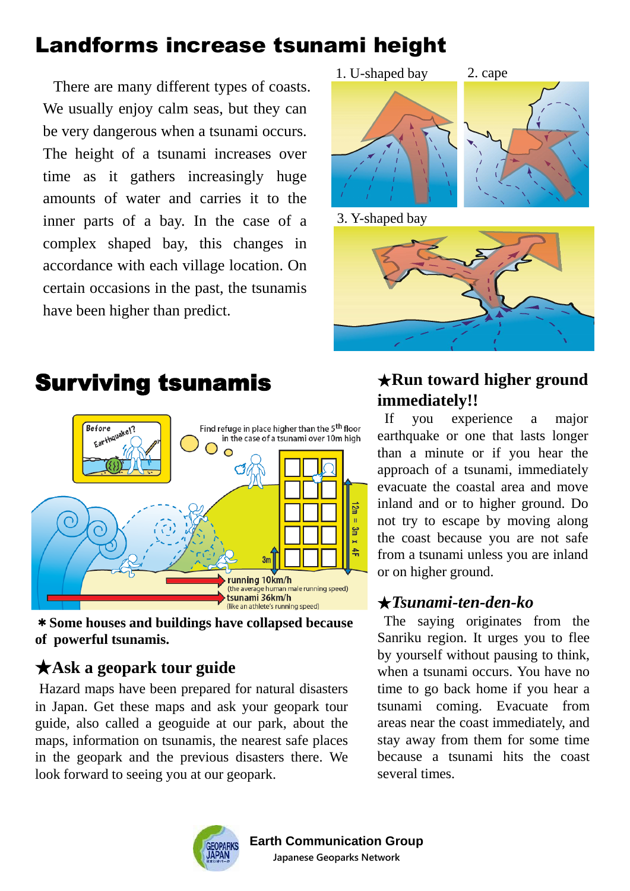# Landforms increase tsunami height

There are many different types of coasts. We usually enjoy calm seas, but they can be very dangerous when a tsunami occurs. The height of a tsunami increases over time as it gathers increasingly huge amounts of water and carries it to the inner parts of a bay. In the case of a complex shaped bay, this changes in accordance with each village location. On certain occasions in the past, the tsunamis have been higher than predict.

1. U-shaped bay

2. cape

3. Y-shaped bay

# Surviving tsunamis

Before Earthquake!?

Find refuge in place higher than the 5th floor in the case of a tsunami over 10m high

12m = 3m x 4F

3m

running 10km/h (the average human male running speed)

tsunami 36km/h (like an athlete's running speed)

**＊Some houses and buildings have collapsed because of powerful tsunamis.**

## ★Ask a geopark tour guide

Hazard maps have been prepared for natural disasters in Japan. Get these maps and ask your geopark tour guide, also called a geoguide at our park, about the maps, information on tsunamis, the nearest safe places in the geopark and the previous disasters there. We look forward to seeing you at our geopark.

## ★Run toward higher ground immediately!!

If you experience a major earthquake or one that lasts longer than a minute or if you hear the approach of a tsunami, immediately evacuate the coastal area and move inland and or to higher ground. Do not try to escape by moving along the coast because you are not safe from a tsunami unless you are inland or on higher ground.

## ★*Tsunami-ten-den-ko*

The saying originates from the Sanriku region. It urges you to flee by yourself without pausing to think, when a tsunami occurs. You have no time to go back home if you hear a tsunami coming. Evacuate from areas near the coast immediately, and stay away from them for some time because a tsunami hits the coast several times.

**Earth Communication Group**

Japanese Geoparks Network